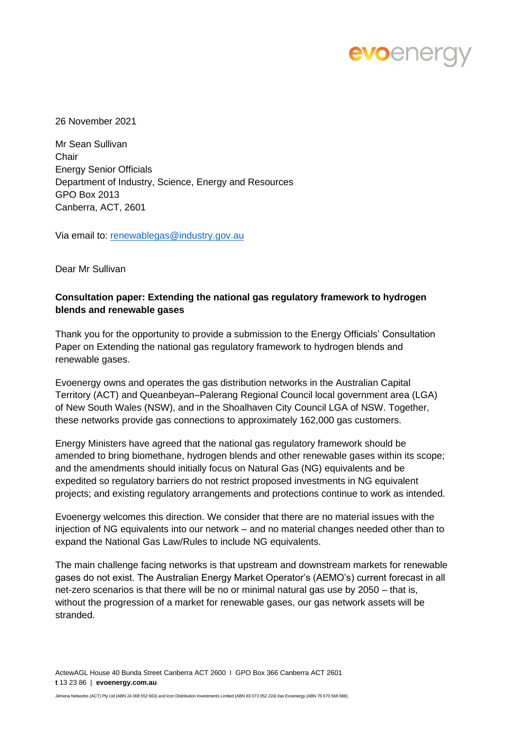26 November 2021

Mr Sean Sullivan
Chair
Energy Senior Officials
Department of Industry, Science, Energy and Resources
GPO Box 2013
Canberra, ACT, 2601

Via email to: renewablegas@industry.gov.au

Dear Mr Sullivan

**Consultation paper: Extending the national gas regulatory framework to hydrogen blends and renewable gases**

Thank you for the opportunity to provide a submission to the Energy Officials' Consultation Paper on Extending the national gas regulatory framework to hydrogen blends and renewable gases.

Evoenergy owns and operates the gas distribution networks in the Australian Capital Territory (ACT) and Queanbeyan–Palerang Regional Council local government area (LGA) of New South Wales (NSW), and in the Shoalhaven City Council LGA of NSW. Together, these networks provide gas connections to approximately 162,000 gas customers.

Energy Ministers have agreed that the national gas regulatory framework should be amended to bring biomethane, hydrogen blends and other renewable gases within its scope; and the amendments should initially focus on Natural Gas (NG) equivalents and be expedited so regulatory barriers do not restrict proposed investments in NG equivalent projects; and existing regulatory arrangements and protections continue to work as intended.

Evoenergy welcomes this direction. We consider that there are no material issues with the injection of NG equivalents into our network – and no material changes needed other than to expand the National Gas Law/Rules to include NG equivalents.

The main challenge facing networks is that upstream and downstream markets for renewable gases do not exist. The Australian Energy Market Operator's (AEMO's) current forecast in all net-zero scenarios is that there will be no or minimal natural gas use by 2050 – that is, without the progression of a market for renewable gases, our gas network assets will be stranded.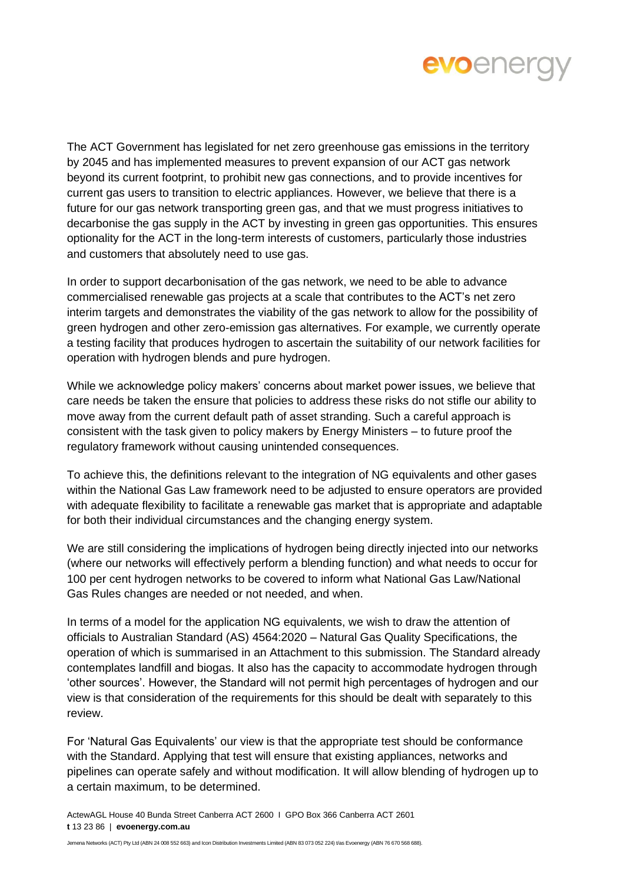The ACT Government has legislated for net zero greenhouse gas emissions in the territory by 2045 and has implemented measures to prevent expansion of our ACT gas network beyond its current footprint, to prohibit new gas connections, and to provide incentives for current gas users to transition to electric appliances. However, we believe that there is a future for our gas network transporting green gas, and that we must progress initiatives to decarbonise the gas supply in the ACT by investing in green gas opportunities. This ensures optionality for the ACT in the long-term interests of customers, particularly those industries and customers that absolutely need to use gas.

In order to support decarbonisation of the gas network, we need to be able to advance commercialised renewable gas projects at a scale that contributes to the ACT's net zero interim targets and demonstrates the viability of the gas network to allow for the possibility of green hydrogen and other zero-emission gas alternatives. For example, we currently operate a testing facility that produces hydrogen to ascertain the suitability of our network facilities for operation with hydrogen blends and pure hydrogen.

While we acknowledge policy makers' concerns about market power issues, we believe that care needs be taken the ensure that policies to address these risks do not stifle our ability to move away from the current default path of asset stranding. Such a careful approach is consistent with the task given to policy makers by Energy Ministers – to future proof the regulatory framework without causing unintended consequences.

To achieve this, the definitions relevant to the integration of NG equivalents and other gases within the National Gas Law framework need to be adjusted to ensure operators are provided with adequate flexibility to facilitate a renewable gas market that is appropriate and adaptable for both their individual circumstances and the changing energy system.

We are still considering the implications of hydrogen being directly injected into our networks (where our networks will effectively perform a blending function) and what needs to occur for 100 per cent hydrogen networks to be covered to inform what National Gas Law/National Gas Rules changes are needed or not needed, and when.

In terms of a model for the application NG equivalents, we wish to draw the attention of officials to Australian Standard (AS) 4564:2020 – Natural Gas Quality Specifications, the operation of which is summarised in an Attachment to this submission. The Standard already contemplates landfill and biogas. It also has the capacity to accommodate hydrogen through 'other sources'. However, the Standard will not permit high percentages of hydrogen and our view is that consideration of the requirements for this should be dealt with separately to this review.

For 'Natural Gas Equivalents' our view is that the appropriate test should be conformance with the Standard. Applying that test will ensure that existing appliances, networks and pipelines can operate safely and without modification. It will allow blending of hydrogen up to a certain maximum, to be determined.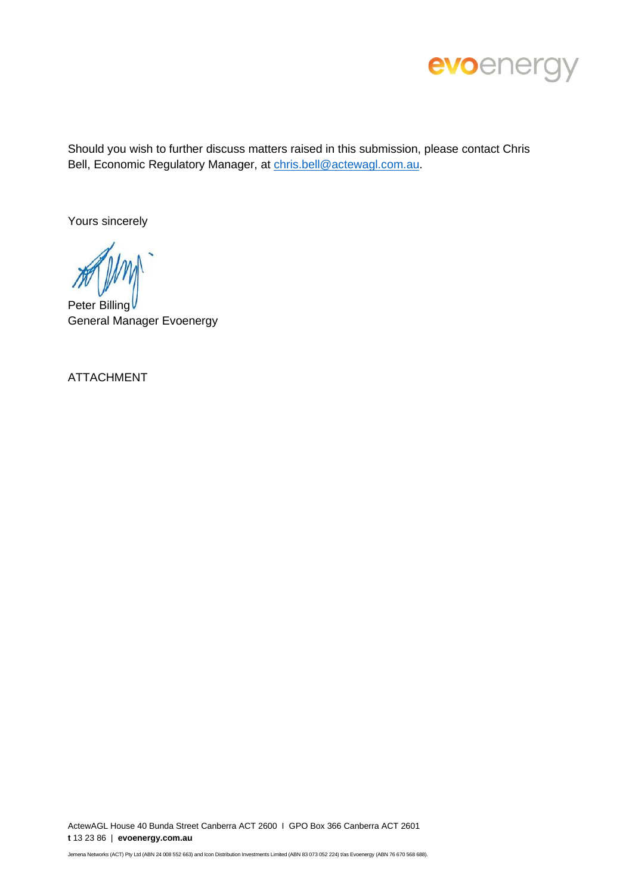Should you wish to further discuss matters raised in this submission, please contact Chris Bell, Economic Regulatory Manager, at chris.bell@actewagl.com.au.

Yours sincerely

Peter Billing
General Manager Evoenergy

ATTACHMENT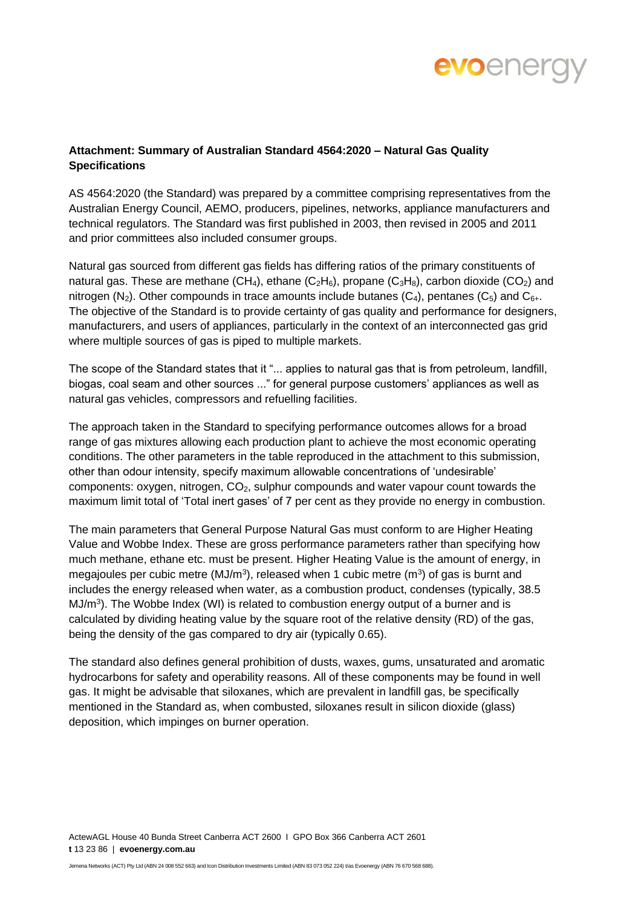**Attachment: Summary of Australian Standard 4564:2020 – Natural Gas Quality Specifications**

AS 4564:2020 (the Standard) was prepared by a committee comprising representatives from the Australian Energy Council, AEMO, producers, pipelines, networks, appliance manufacturers and technical regulators. The Standard was first published in 2003, then revised in 2005 and 2011 and prior committees also included consumer groups.

Natural gas sourced from different gas fields has differing ratios of the primary constituents of natural gas. These are methane ($CH_4$), ethane ($C_2H_6$), propane ($C_3H_8$), carbon dioxide ($CO_2$) and nitrogen ($N_2$). Other compounds in trace amounts include butanes ($C_4$), pentanes ($C_5$) and $C_{6+}$. The objective of the Standard is to provide certainty of gas quality and performance for designers, manufacturers, and users of appliances, particularly in the context of an interconnected gas grid where multiple sources of gas is piped to multiple markets.

The scope of the Standard states that it "... applies to natural gas that is from petroleum, landfill, biogas, coal seam and other sources ..." for general purpose customers' appliances as well as natural gas vehicles, compressors and refuelling facilities.

The approach taken in the Standard to specifying performance outcomes allows for a broad range of gas mixtures allowing each production plant to achieve the most economic operating conditions. The other parameters in the table reproduced in the attachment to this submission, other than odour intensity, specify maximum allowable concentrations of 'undesirable' components: oxygen, nitrogen, $CO_2$, sulphur compounds and water vapour count towards the maximum limit total of 'Total inert gases' of 7 per cent as they provide no energy in combustion.

The main parameters that General Purpose Natural Gas must conform to are Higher Heating Value and Wobbe Index. These are gross performance parameters rather than specifying how much methane, ethane etc. must be present. Higher Heating Value is the amount of energy, in megajoules per cubic metre ($MJ/m^3$), released when 1 cubic metre ($m^3$) of gas is burnt and includes the energy released when water, as a combustion product, condenses (typically, 38.5 $MJ/m^3$). The Wobbe Index (WI) is related to combustion energy output of a burner and is calculated by dividing heating value by the square root of the relative density (RD) of the gas, being the density of the gas compared to dry air (typically 0.65).

The standard also defines general prohibition of dusts, waxes, gums, unsaturated and aromatic hydrocarbons for safety and operability reasons. All of these components may be found in well gas. It might be advisable that siloxanes, which are prevalent in landfill gas, be specifically mentioned in the Standard as, when combusted, siloxanes result in silicon dioxide (glass) deposition, which impinges on burner operation.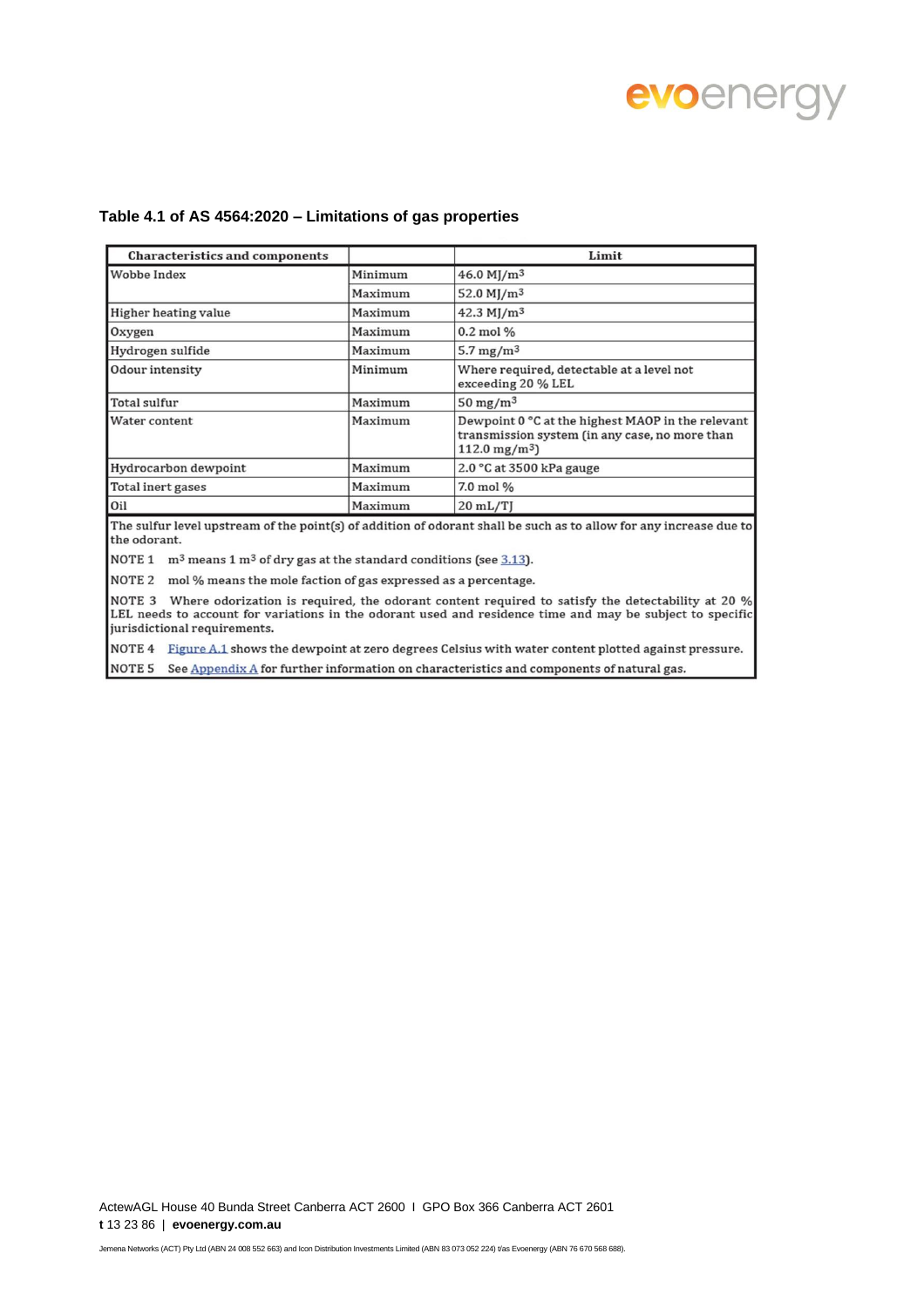**Table 4.1 of AS 4564:2020 – Limitations of gas properties**

| Characteristics and components | | Limit |
|---|---|---|
| Wobbe Index | Minimum | 46.0 MJ/m$^3$ |
| | Maximum | 52.0 MJ/m$^3$ |
| Higher heating value | Maximum | 42.3 MJ/m$^3$ |
| Oxygen | Maximum | 0.2 mol % |
| Hydrogen sulfide | Maximum | 5.7 mg/m$^3$ |
| Odour intensity | Minimum | Where required, detectable at a level not exceeding 20 % LEL |
| Total sulfur | Maximum | 50 mg/m$^3$ |
| Water content | Maximum | Dewpoint 0 °C at the highest MAOP in the relevant transmission system (in any case, no more than 112.0 mg/m$^3$) |
| Hydrocarbon dewpoint | Maximum | 2.0 °C at 3500 kPa gauge |
| Total inert gases | Maximum | 7.0 mol % |
| Oil | Maximum | 20 mL/TJ |

The sulfur level upstream of the point(s) of addition of odorant shall be such as to allow for any increase due to the odorant.

NOTE 1 m$^3$ means 1 m$^3$ of dry gas at the standard conditions (see 3.13).

NOTE 2 mol % means the mole faction of gas expressed as a percentage.

NOTE 3 Where odorization is required, the odorant content required to satisfy the detectability at 20 % LEL needs to account for variations in the odorant used and residence time and may be subject to specific jurisdictional requirements.

NOTE 4 Figure A.1 shows the dewpoint at zero degrees Celsius with water content plotted against pressure.

NOTE 5 See Appendix A for further information on characteristics and components of natural gas.